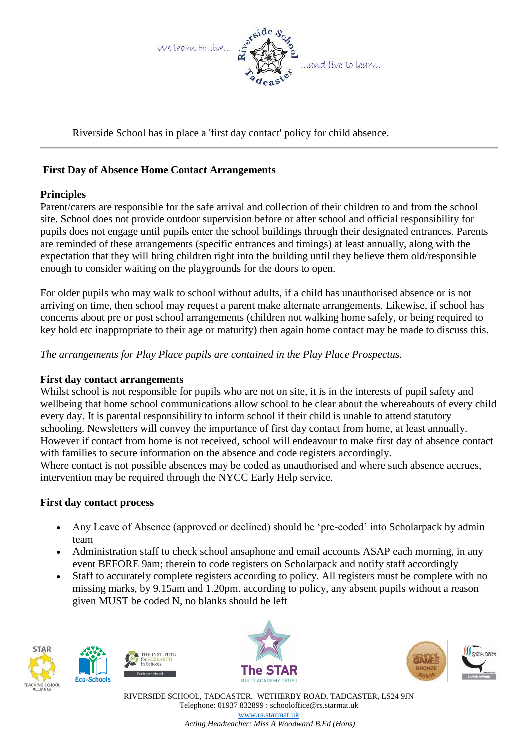We learn to live... Riverside School Tadcaster ...and live to learn.

Riverside School has in place a 'first day contact' policy for child absence.

---

## First Day of Absence Home Contact Arrangements

### Principles

Parent/carers are responsible for the safe arrival and collection of their children to and from the school site. School does not provide outdoor supervision before or after school and official responsibility for pupils does not engage until pupils enter the school buildings through their designated entrances. Parents are reminded of these arrangements (specific entrances and timings) at least annually, along with the expectation that they will bring children right into the building until they believe them old/responsible enough to consider waiting on the playgrounds for the doors to open.

For older pupils who may walk to school without adults, if a child has unauthorised absence or is not arriving on time, then school may request a parent make alternate arrangements. Likewise, if school has concerns about pre or post school arrangements (children not walking home safely, or being required to key hold etc inappropriate to their age or maturity) then again home contact may be made to discuss this.

*The arrangements for Play Place pupils are contained in the Play Place Prospectus.*

### First day contact arrangements

Whilst school is not responsible for pupils who are not on site, it is in the interests of pupil safety and wellbeing that home school communications allow school to be clear about the whereabouts of every child every day. It is parental responsibility to inform school if their child is unable to attend statutory schooling. Newsletters will convey the importance of first day contact from home, at least annually. However if contact from home is not received, school will endeavour to make first day of absence contact with families to secure information on the absence and code registers accordingly.
Where contact is not possible absences may be coded as unauthorised and where such absence accrues, intervention may be required through the NYCC Early Help service.

### First day contact process

- Any Leave of Absence (approved or declined) should be 'pre-coded' into Scholarpack by admin team
- Administration staff to check school ansaphone and email accounts ASAP each morning, in any event BEFORE 9am; therein to code registers on Scholarpack and notify staff accordingly
- Staff to accurately complete registers according to policy. All registers must be complete with no missing marks, by 9.15am and 1.20pm. according to policy, any absent pupils without a reason given MUST be coded N, no blanks should be left

RIVERSIDE SCHOOL, TADCASTER. WETHERBY ROAD, TADCASTER, LS24 9JN
Telephone: 01937 832899 : schooloffice@rs.starmat.uk
www.rs.starmat.uk
*Acting Headteacher: Miss A Woodward B.Ed (Hons)*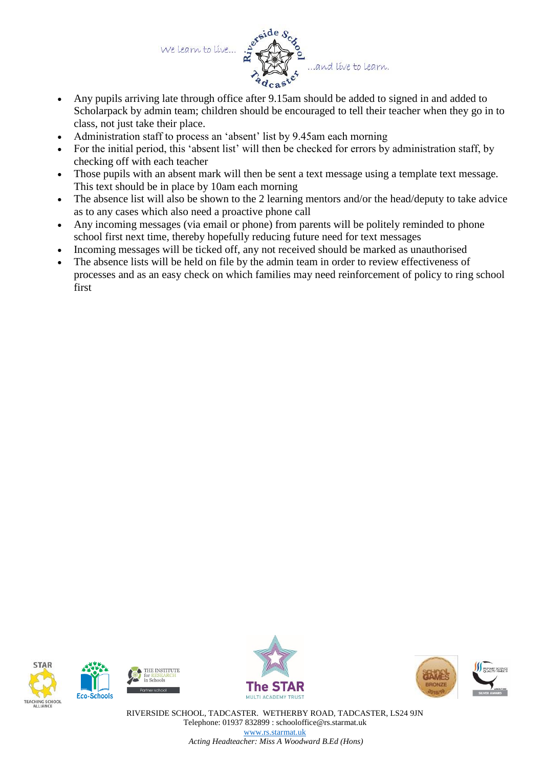- Any pupils arriving late through office after 9.15am should be added to signed in and added to Scholarpack by admin team; children should be encouraged to tell their teacher when they go in to class, not just take their place.
- Administration staff to process an 'absent' list by 9.45am each morning
- For the initial period, this 'absent list' will then be checked for errors by administration staff, by checking off with each teacher
- Those pupils with an absent mark will then be sent a text message using a template text message. This text should be in place by 10am each morning
- The absence list will also be shown to the 2 learning mentors and/or the head/deputy to take advice as to any cases which also need a proactive phone call
- Any incoming messages (via email or phone) from parents will be politely reminded to phone school first next time, thereby hopefully reducing future need for text messages
- Incoming messages will be ticked off, any not received should be marked as unauthorised
- The absence lists will be held on file by the admin team in order to review effectiveness of processes and as an easy check on which families may need reinforcement of policy to ring school first